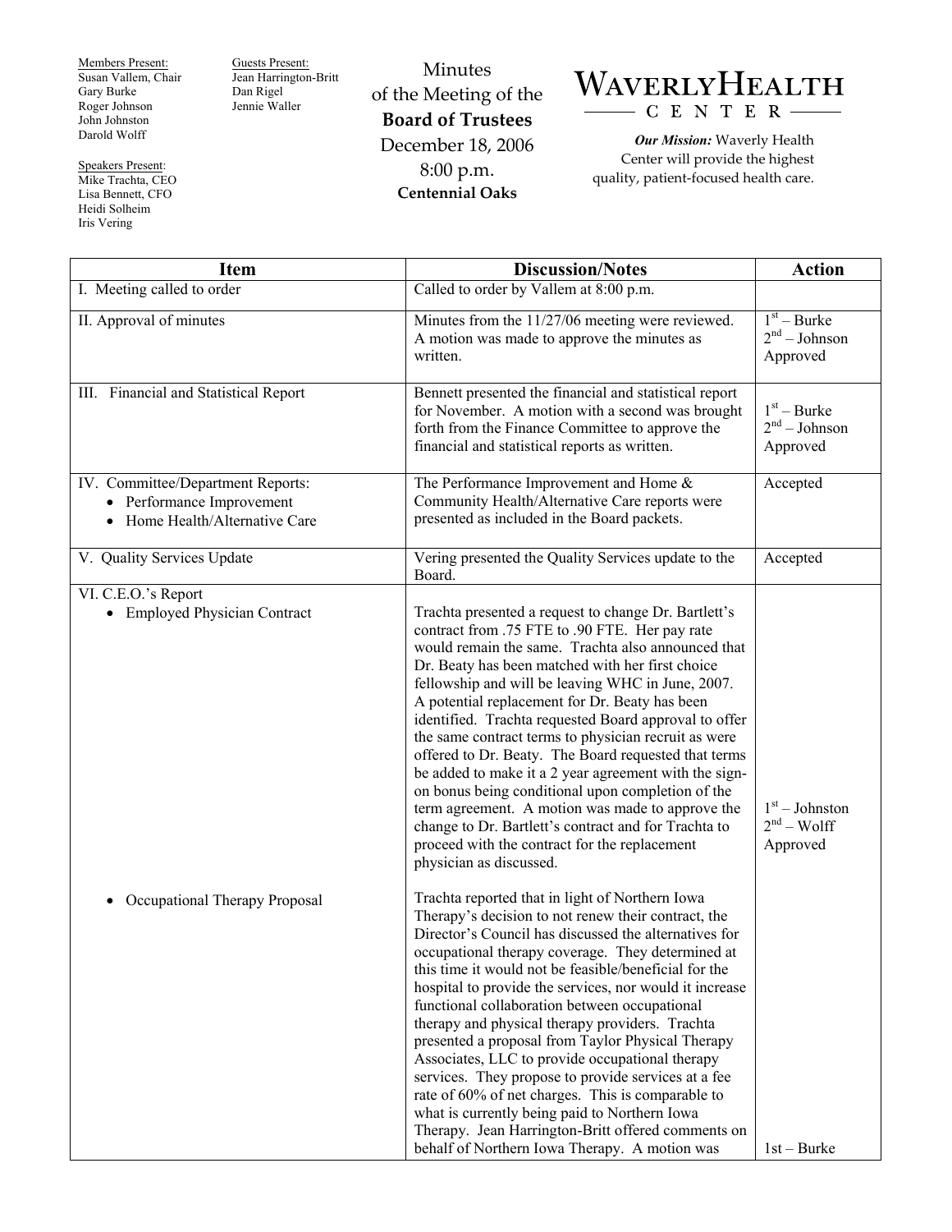Members Present:
Susan Vallem, Chair
Gary Burke
Roger Johnson
John Johnston
Darold Wolff

Guests Present:
Jean Harrington-Britt
Dan Rigel
Jennie Waller

Speakers Present:
Mike Trachta, CEO
Lisa Bennett, CFO
Heidi Solheim
Iris Vering

# Minutes of the Meeting of the Board of Trustees

December 18, 2006
8:00 p.m.
**Centennial Oaks**

**WAVERLY HEALTH CENTER**

***Our Mission:*** Waverly Health Center will provide the highest quality, patient-focused health care.

| Item | Discussion/Notes | Action |
|---|---|---|
| I. Meeting called to order | Called to order by Vallem at 8:00 p.m. | |
| II. Approval of minutes | Minutes from the 11/27/06 meeting were reviewed. A motion was made to approve the minutes as written. | 1st – Burke<br>2nd – Johnson<br>Approved |
| III. Financial and Statistical Report | Bennett presented the financial and statistical report for November. A motion with a second was brought forth from the Finance Committee to approve the financial and statistical reports as written. | 1st – Burke<br>2nd – Johnson<br>Approved |
| IV. Committee/Department Reports:<br>• Performance Improvement<br>• Home Health/Alternative Care | The Performance Improvement and Home & Community Health/Alternative Care reports were presented as included in the Board packets. | Accepted |
| V. Quality Services Update | Vering presented the Quality Services update to the Board. | Accepted |
| VI. C.E.O.'s Report<br>• Employed Physician Contract | Trachta presented a request to change Dr. Bartlett's contract from .75 FTE to .90 FTE. Her pay rate would remain the same. Trachta also announced that Dr. Beaty has been matched with her first choice fellowship and will be leaving WHC in June, 2007. A potential replacement for Dr. Beaty has been identified. Trachta requested Board approval to offer the same contract terms to physician recruit as were offered to Dr. Beaty. The Board requested that terms be added to make it a 2 year agreement with the sign-on bonus being conditional upon completion of the term agreement. A motion was made to approve the change to Dr. Bartlett's contract and for Trachta to proceed with the contract for the replacement physician as discussed. | 1st – Johnston<br>2nd – Wolff<br>Approved |
| • Occupational Therapy Proposal | Trachta reported that in light of Northern Iowa Therapy's decision to not renew their contract, the Director's Council has discussed the alternatives for occupational therapy coverage. They determined at this time it would not be feasible/beneficial for the hospital to provide the services, nor would it increase functional collaboration between occupational therapy and physical therapy providers. Trachta presented a proposal from Taylor Physical Therapy Associates, LLC to provide occupational therapy services. They propose to provide services at a fee rate of 60% of net charges. This is comparable to what is currently being paid to Northern Iowa Therapy. Jean Harrington-Britt offered comments on behalf of Northern Iowa Therapy. A motion was | 1st – Burke |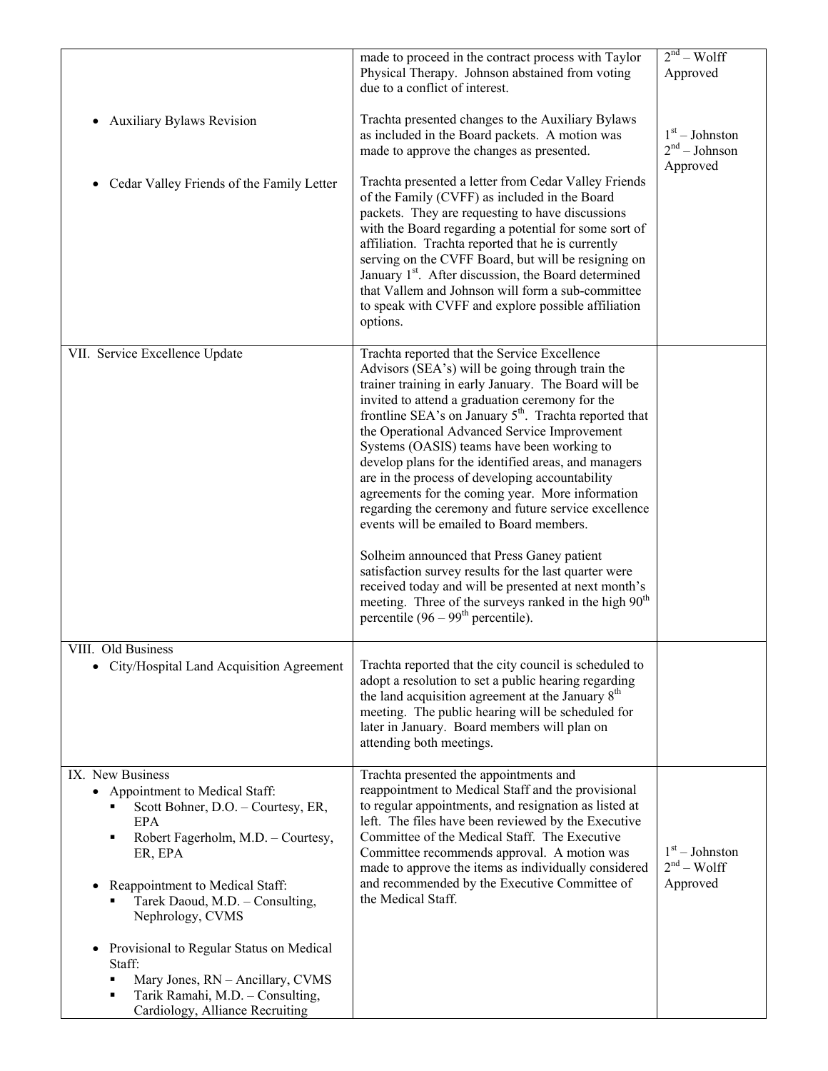| | | |
|---|---|---|
| | made to proceed in the contract process with Taylor Physical Therapy. Johnson abstained from voting due to a conflict of interest. | 2nd – Wolff<br>Approved |
| • Auxiliary Bylaws Revision | Trachta presented changes to the Auxiliary Bylaws as included in the Board packets. A motion was made to approve the changes as presented. | 1st – Johnston<br>2nd – Johnson<br>Approved |
| • Cedar Valley Friends of the Family Letter | Trachta presented a letter from Cedar Valley Friends of the Family (CVFF) as included in the Board packets. They are requesting to have discussions with the Board regarding a potential for some sort of affiliation. Trachta reported that he is currently serving on the CVFF Board, but will be resigning on January 1st. After discussion, the Board determined that Vallem and Johnson will form a sub-committee to speak with CVFF and explore possible affiliation options. | |
| VII. Service Excellence Update | Trachta reported that the Service Excellence Advisors (SEA's) will be going through train the trainer training in early January. The Board will be invited to attend a graduation ceremony for the frontline SEA's on January 5th. Trachta reported that the Operational Advanced Service Improvement Systems (OASIS) teams have been working to develop plans for the identified areas, and managers are in the process of developing accountability agreements for the coming year. More information regarding the ceremony and future service excellence events will be emailed to Board members.<br><br>Solheim announced that Press Ganey patient satisfaction survey results for the last quarter were received today and will be presented at next month's meeting. Three of the surveys ranked in the high 90th percentile (96 – 99th percentile). | |
| VIII. Old Business<br>• City/Hospital Land Acquisition Agreement | Trachta reported that the city council is scheduled to adopt a resolution to set a public hearing regarding the land acquisition agreement at the January 8th meeting. The public hearing will be scheduled for later in January. Board members will plan on attending both meetings. | |
| IX. New Business<br>• Appointment to Medical Staff:<br>  ▪ Scott Bohner, D.O. – Courtesy, ER, EPA<br>  ▪ Robert Fagerholm, M.D. – Courtesy, ER, EPA<br><br>• Reappointment to Medical Staff:<br>  ▪ Tarek Daoud, M.D. – Consulting, Nephrology, CVMS<br><br>• Provisional to Regular Status on Medical Staff:<br>  ▪ Mary Jones, RN – Ancillary, CVMS<br>  ▪ Tarik Ramahi, M.D. – Consulting, Cardiology, Alliance Recruiting | Trachta presented the appointments and reappointment to Medical Staff and the provisional to regular appointments, and resignation as listed at left. The files have been reviewed by the Executive Committee of the Medical Staff. The Executive Committee recommends approval. A motion was made to approve the items as individually considered and recommended by the Executive Committee of the Medical Staff. | 1st – Johnston<br>2nd – Wolff<br>Approved |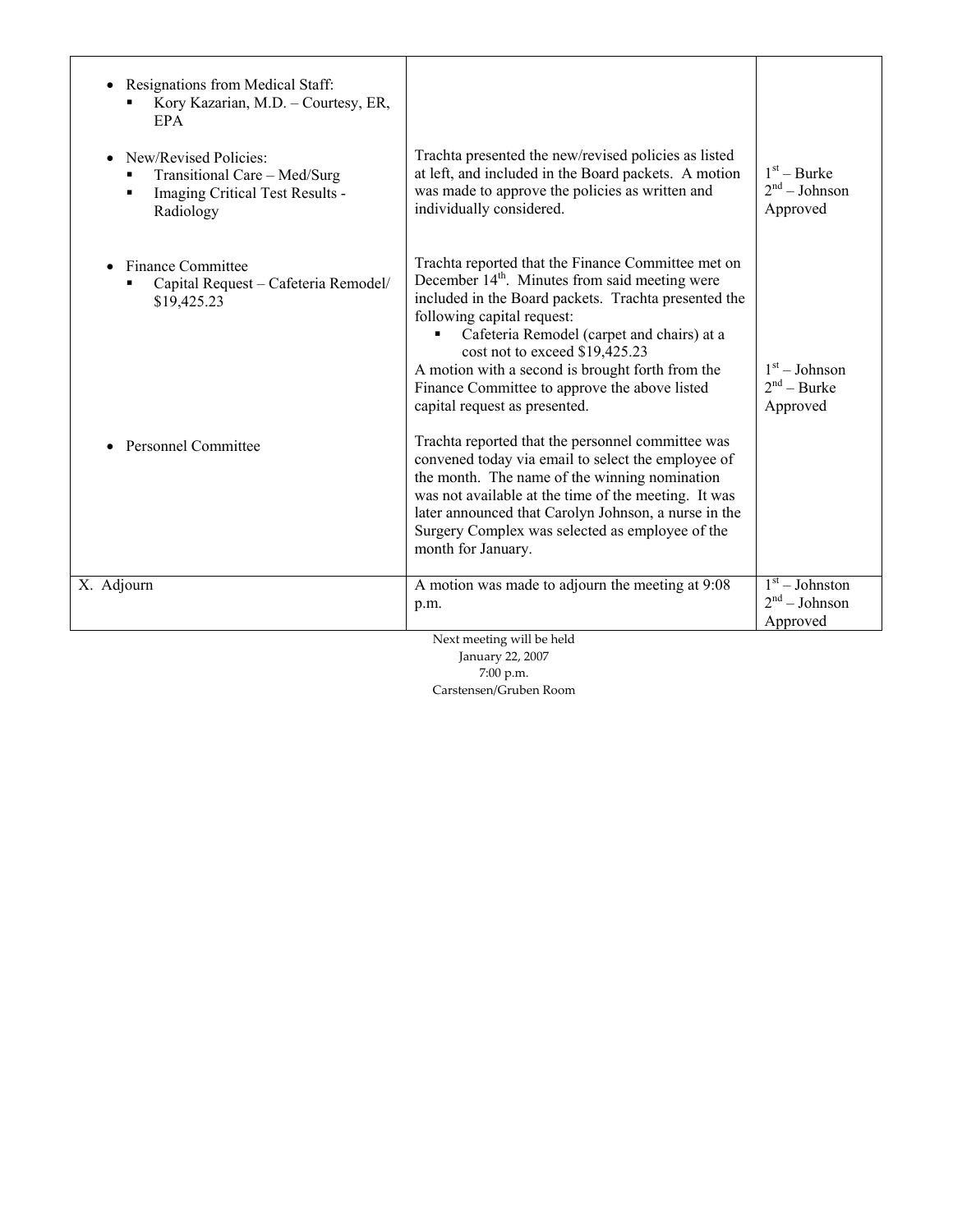| | | |
|---|---|---|
| • Resignations from Medical Staff:<br>  ▪ Kory Kazarian, M.D. – Courtesy, ER, EPA<br><br>• New/Revised Policies:<br>  ▪ Transitional Care – Med/Surg<br>  ▪ Imaging Critical Test Results - Radiology | Trachta presented the new/revised policies as listed at left, and included in the Board packets. A motion was made to approve the policies as written and individually considered. | 1st – Burke<br>2nd – Johnson<br>Approved |
| • Finance Committee<br>  ▪ Capital Request – Cafeteria Remodel/ $19,425.23 | Trachta reported that the Finance Committee met on December 14th. Minutes from said meeting were included in the Board packets. Trachta presented the following capital request:<br>  ▪ Cafeteria Remodel (carpet and chairs) at a cost not to exceed $19,425.23<br>A motion with a second is brought forth from the Finance Committee to approve the above listed capital request as presented. | 1st – Johnson<br>2nd – Burke<br>Approved |
| • Personnel Committee | Trachta reported that the personnel committee was convened today via email to select the employee of the month. The name of the winning nomination was not available at the time of the meeting. It was later announced that Carolyn Johnson, a nurse in the Surgery Complex was selected as employee of the month for January. | |
| X. Adjourn | A motion was made to adjourn the meeting at 9:08 p.m. | 1st – Johnston<br>2nd – Johnson<br>Approved |

Next meeting will be held
January 22, 2007
7:00 p.m.
Carstensen/Gruben Room